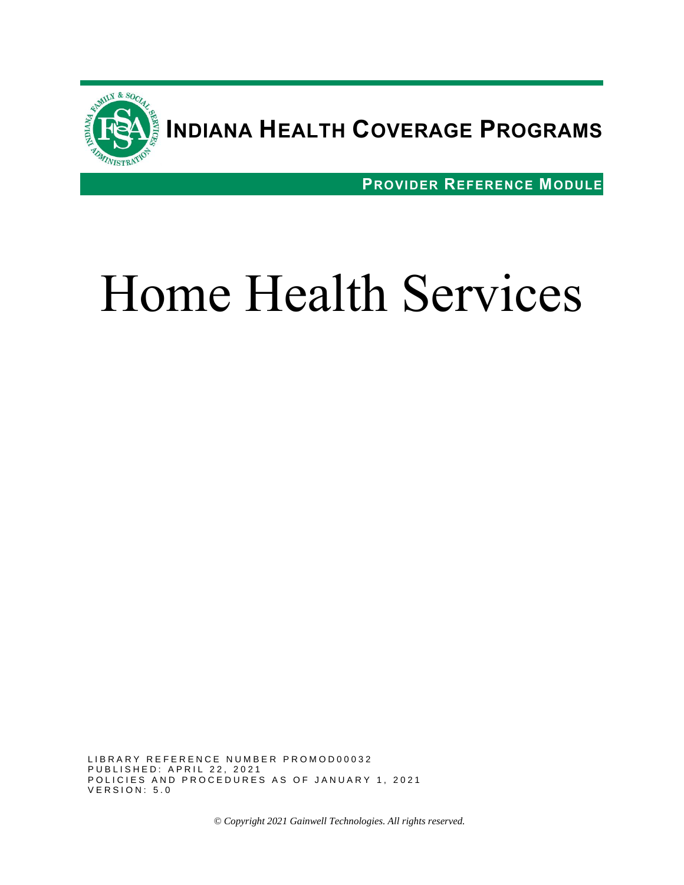# INDIANA HEALTH COVERAGE PROGRAMS

**PROVIDER REFERENCE MODULE**

# Home Health Services

LIBRARY REFERENCE NUMBER PROMOD00032
PUBLISHED: APRIL 22, 2021
POLICIES AND PROCEDURES AS OF JANUARY 1, 2021
VERSION: 5.0

*© Copyright 2021 Gainwell Technologies. All rights reserved.*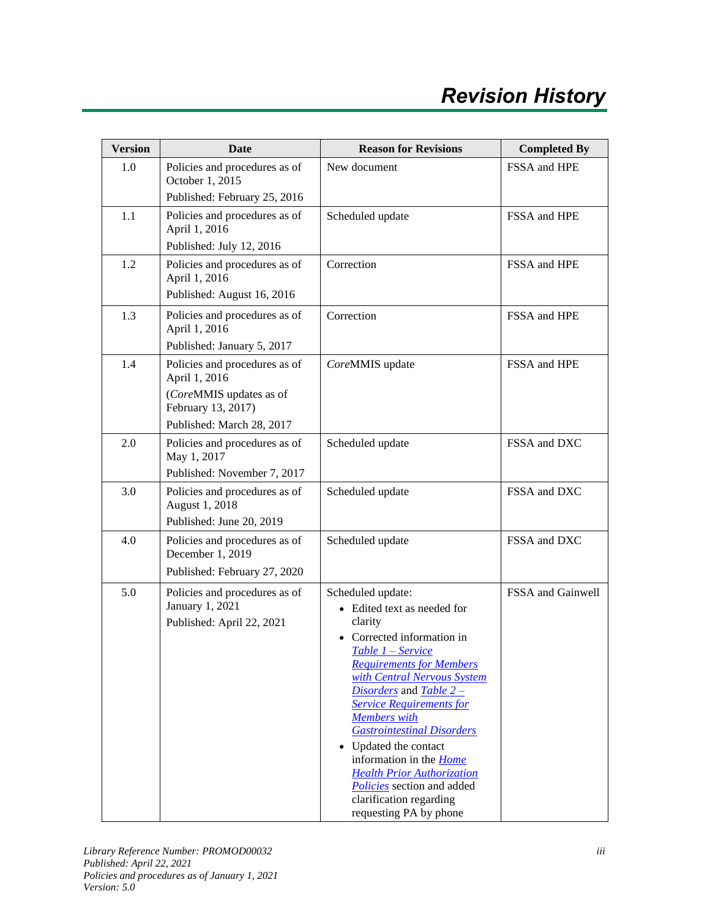# Revision History

| Version | Date | Reason for Revisions | Completed By |
|---|---|---|---|
| 1.0 | Policies and procedures as of October 1, 2015<br>Published: February 25, 2016 | New document | FSSA and HPE |
| 1.1 | Policies and procedures as of April 1, 2016<br>Published: July 12, 2016 | Scheduled update | FSSA and HPE |
| 1.2 | Policies and procedures as of April 1, 2016<br>Published: August 16, 2016 | Correction | FSSA and HPE |
| 1.3 | Policies and procedures as of April 1, 2016<br>Published: January 5, 2017 | Correction | FSSA and HPE |
| 1.4 | Policies and procedures as of April 1, 2016<br>(*Core*MMIS updates as of February 13, 2017)<br>Published: March 28, 2017 | *Core*MMIS update | FSSA and HPE |
| 2.0 | Policies and procedures as of May 1, 2017<br>Published: November 7, 2017 | Scheduled update | FSSA and DXC |
| 3.0 | Policies and procedures as of August 1, 2018<br>Published: June 20, 2019 | Scheduled update | FSSA and DXC |
| 4.0 | Policies and procedures as of December 1, 2019<br>Published: February 27, 2020 | Scheduled update | FSSA and DXC |
| 5.0 | Policies and procedures as of January 1, 2021<br>Published: April 22, 2021 | Scheduled update:<br>• Edited text as needed for clarity<br>• Corrected information in *Table 1 – Service Requirements for Members with Central Nervous System Disorders* and *Table 2 – Service Requirements for Members with Gastrointestinal Disorders*<br>• Updated the contact information in the *Home Health Prior Authorization Policies* section and added clarification regarding requesting PA by phone | FSSA and Gainwell |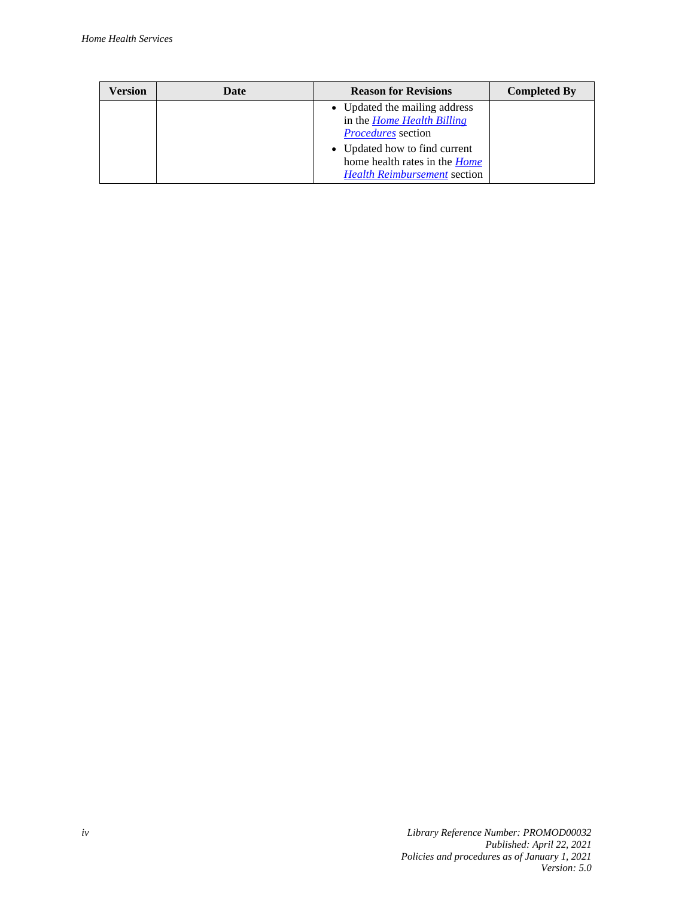| Version | Date | Reason for Revisions | Completed By |
|---|---|---|---|
| | | • Updated the mailing address in the *Home Health Billing Procedures* section<br>• Updated how to find current home health rates in the *Home Health Reimbursement* section | |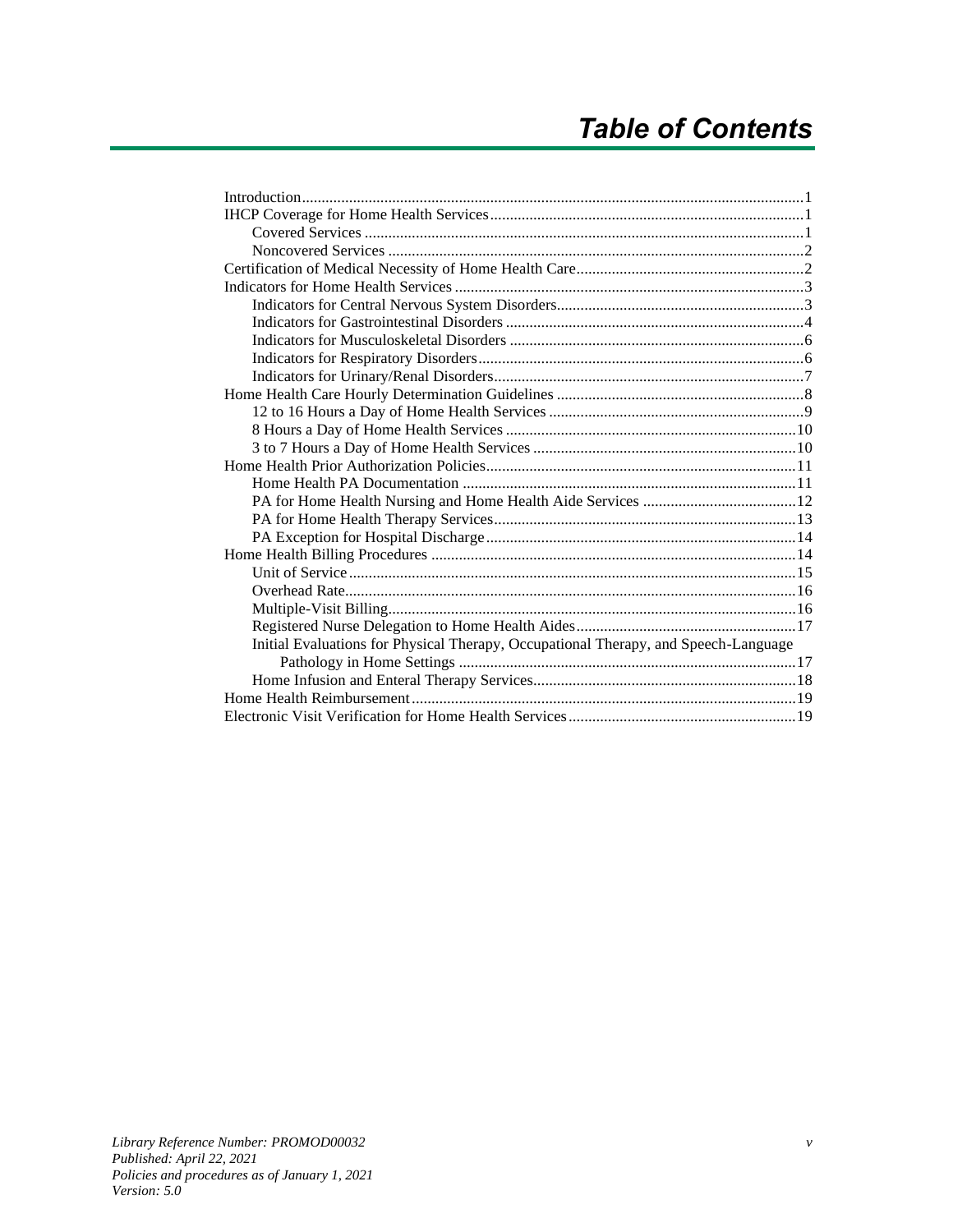# Table of Contents

- Introduction 1
- IHCP Coverage for Home Health Services 1
  - Covered Services 1
  - Noncovered Services 2
- Certification of Medical Necessity of Home Health Care 2
- Indicators for Home Health Services 3
  - Indicators for Central Nervous System Disorders 3
  - Indicators for Gastrointestinal Disorders 4
  - Indicators for Musculoskeletal Disorders 6
  - Indicators for Respiratory Disorders 6
  - Indicators for Urinary/Renal Disorders 7
- Home Health Care Hourly Determination Guidelines 8
  - 12 to 16 Hours a Day of Home Health Services 9
  - 8 Hours a Day of Home Health Services 10
  - 3 to 7 Hours a Day of Home Health Services 10
- Home Health Prior Authorization Policies 11
  - Home Health PA Documentation 11
  - PA for Home Health Nursing and Home Health Aide Services 12
  - PA for Home Health Therapy Services 13
  - PA Exception for Hospital Discharge 14
- Home Health Billing Procedures 14
  - Unit of Service 15
  - Overhead Rate 16
  - Multiple-Visit Billing 16
  - Registered Nurse Delegation to Home Health Aides 17
  - Initial Evaluations for Physical Therapy, Occupational Therapy, and Speech-Language Pathology in Home Settings 17
  - Home Infusion and Enteral Therapy Services 18
- Home Health Reimbursement 19
- Electronic Visit Verification for Home Health Services 19

*Library Reference Number: PROMOD00032*
*Published: April 22, 2021*
*Policies and procedures as of January 1, 2021*
*Version: 5.0*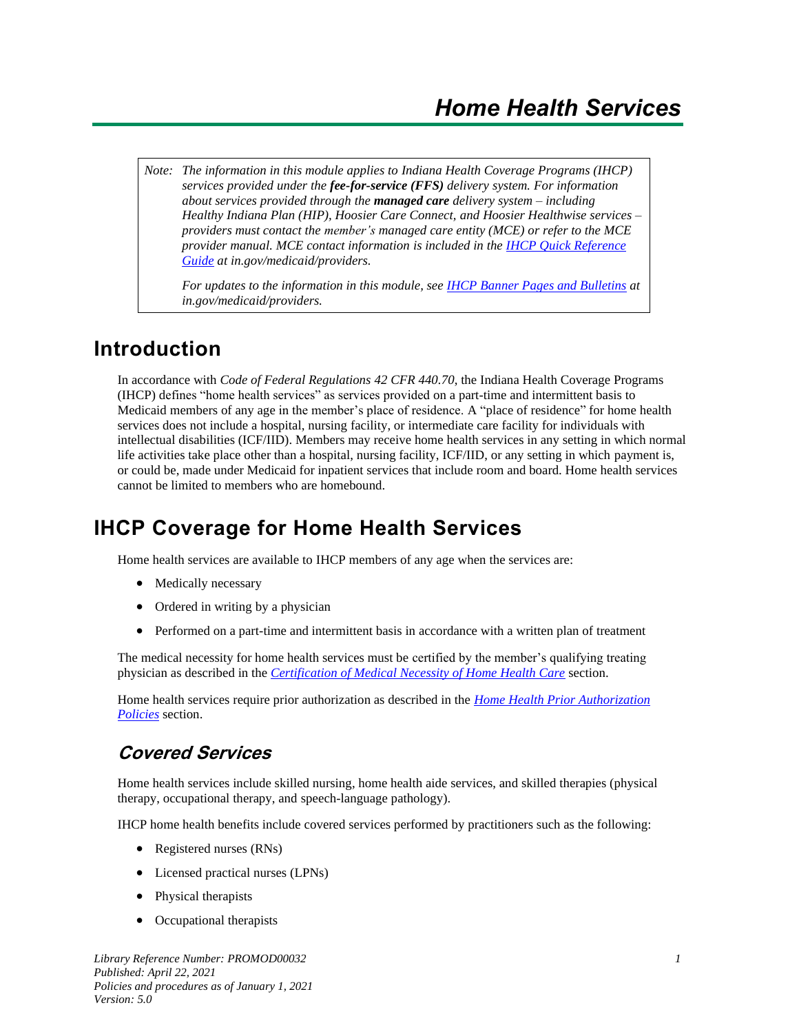# Home Health Services

> *Note: The information in this module applies to Indiana Health Coverage Programs (IHCP) services provided under the **fee-for-service (FFS)** delivery system. For information about services provided through the **managed care** delivery system – including Healthy Indiana Plan (HIP), Hoosier Care Connect, and Hoosier Healthwise services – providers must contact the member's managed care entity (MCE) or refer to the MCE provider manual. MCE contact information is included in the [IHCP Quick Reference Guide](#) at in.gov/medicaid/providers.*
>
> *For updates to the information in this module, see [IHCP Banner Pages and Bulletins](#) at in.gov/medicaid/providers.*

## Introduction

In accordance with *Code of Federal Regulations 42 CFR 440.70*, the Indiana Health Coverage Programs (IHCP) defines "home health services" as services provided on a part-time and intermittent basis to Medicaid members of any age in the member's place of residence. A "place of residence" for home health services does not include a hospital, nursing facility, or intermediate care facility for individuals with intellectual disabilities (ICF/IID). Members may receive home health services in any setting in which normal life activities take place other than a hospital, nursing facility, ICF/IID, or any setting in which payment is, or could be, made under Medicaid for inpatient services that include room and board. Home health services cannot be limited to members who are homebound.

## IHCP Coverage for Home Health Services

Home health services are available to IHCP members of any age when the services are:

- Medically necessary
- Ordered in writing by a physician
- Performed on a part-time and intermittent basis in accordance with a written plan of treatment

The medical necessity for home health services must be certified by the member's qualifying treating physician as described in the *[Certification of Medical Necessity of Home Health Care](#)* section.

Home health services require prior authorization as described in the *[Home Health Prior Authorization Policies](#)* section.

### *Covered Services*

Home health services include skilled nursing, home health aide services, and skilled therapies (physical therapy, occupational therapy, and speech-language pathology).

IHCP home health benefits include covered services performed by practitioners such as the following:

- Registered nurses (RNs)
- Licensed practical nurses (LPNs)
- Physical therapists
- Occupational therapists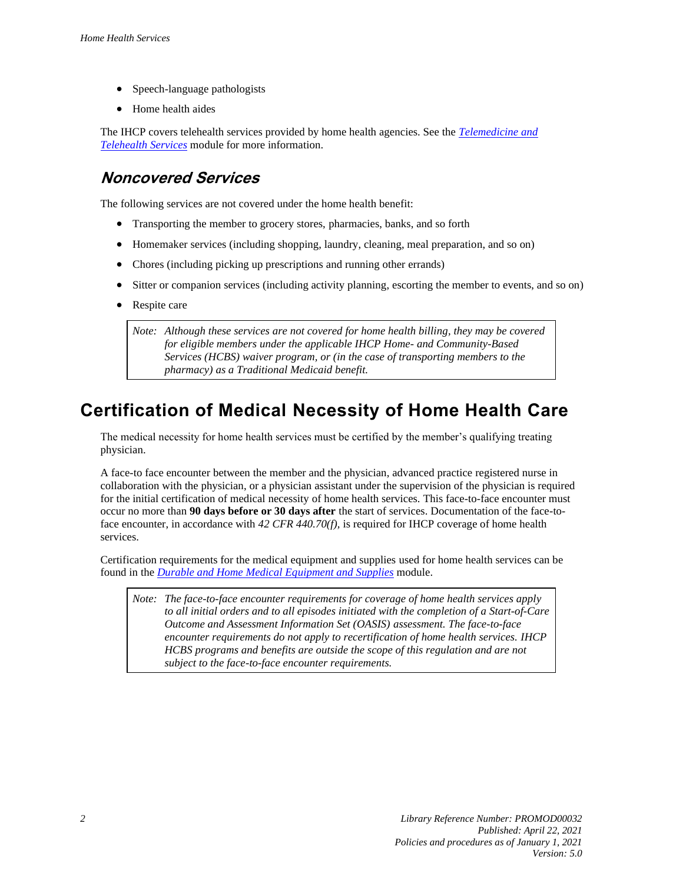- Speech-language pathologists
- Home health aides

The IHCP covers telehealth services provided by home health agencies. See the *[Telemedicine and Telehealth Services](#)* module for more information.

### Noncovered Services

The following services are not covered under the home health benefit:

- Transporting the member to grocery stores, pharmacies, banks, and so forth
- Homemaker services (including shopping, laundry, cleaning, meal preparation, and so on)
- Chores (including picking up prescriptions and running other errands)
- Sitter or companion services (including activity planning, escorting the member to events, and so on)
- Respite care

> *Note: Although these services are not covered for home health billing, they may be covered for eligible members under the applicable IHCP Home- and Community-Based Services (HCBS) waiver program, or (in the case of transporting members to the pharmacy) as a Traditional Medicaid benefit.*

## Certification of Medical Necessity of Home Health Care

The medical necessity for home health services must be certified by the member's qualifying treating physician.

A face-to face encounter between the member and the physician, advanced practice registered nurse in collaboration with the physician, or a physician assistant under the supervision of the physician is required for the initial certification of medical necessity of home health services. This face-to-face encounter must occur no more than **90 days before or 30 days after** the start of services. Documentation of the face-to-face encounter, in accordance with *42 CFR 440.70(f)*, is required for IHCP coverage of home health services.

Certification requirements for the medical equipment and supplies used for home health services can be found in the *[Durable and Home Medical Equipment and Supplies](#)* module.

> *Note: The face-to-face encounter requirements for coverage of home health services apply to all initial orders and to all episodes initiated with the completion of a Start-of-Care Outcome and Assessment Information Set (OASIS) assessment. The face-to-face encounter requirements do not apply to recertification of home health services. IHCP HCBS programs and benefits are outside the scope of this regulation and are not subject to the face-to-face encounter requirements.*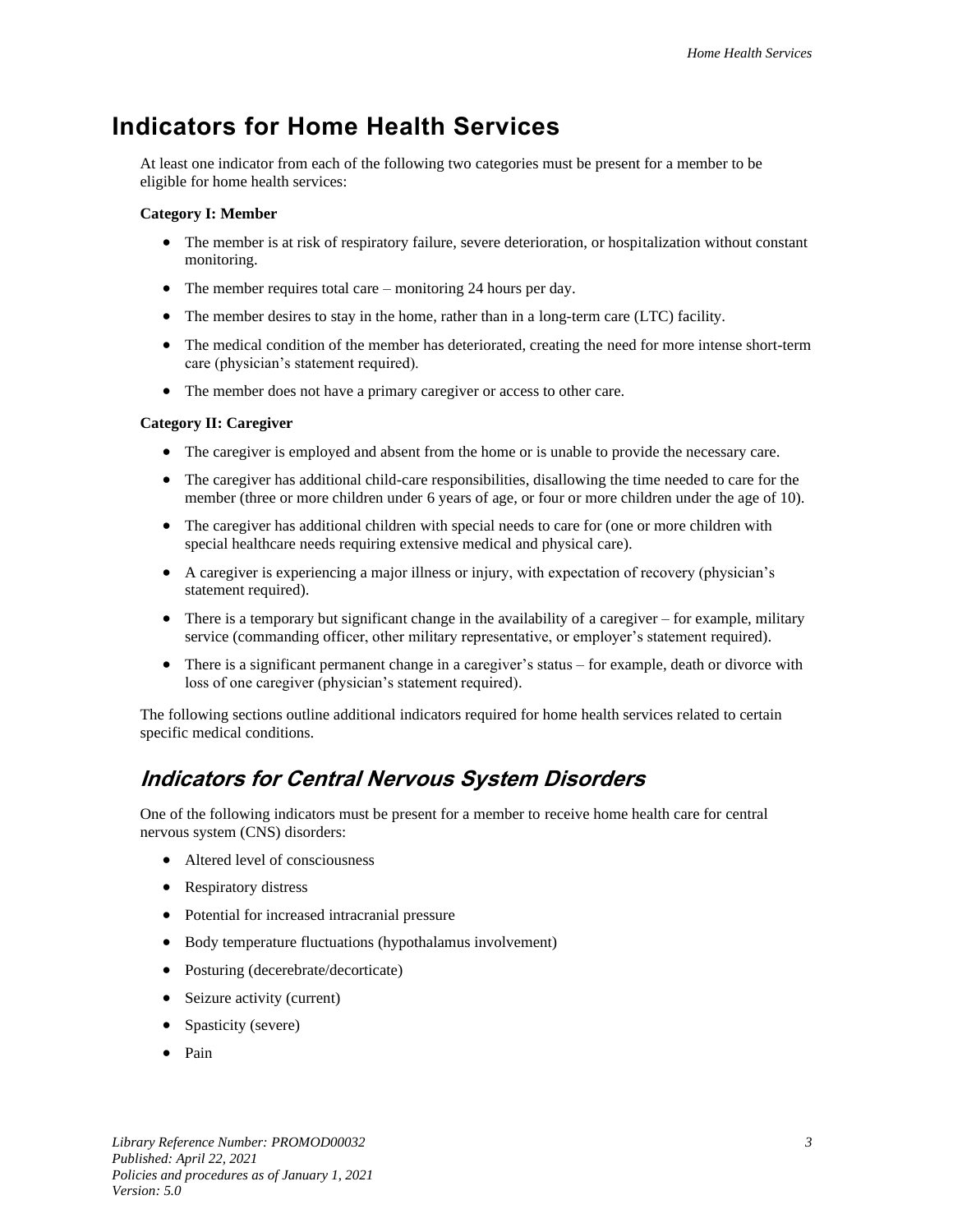## Indicators for Home Health Services

At least one indicator from each of the following two categories must be present for a member to be eligible for home health services:

**Category I: Member**

- The member is at risk of respiratory failure, severe deterioration, or hospitalization without constant monitoring.
- The member requires total care – monitoring 24 hours per day.
- The member desires to stay in the home, rather than in a long-term care (LTC) facility.
- The medical condition of the member has deteriorated, creating the need for more intense short-term care (physician's statement required).
- The member does not have a primary caregiver or access to other care.

**Category II: Caregiver**

- The caregiver is employed and absent from the home or is unable to provide the necessary care.
- The caregiver has additional child-care responsibilities, disallowing the time needed to care for the member (three or more children under 6 years of age, or four or more children under the age of 10).
- The caregiver has additional children with special needs to care for (one or more children with special healthcare needs requiring extensive medical and physical care).
- A caregiver is experiencing a major illness or injury, with expectation of recovery (physician's statement required).
- There is a temporary but significant change in the availability of a caregiver – for example, military service (commanding officer, other military representative, or employer's statement required).
- There is a significant permanent change in a caregiver's status – for example, death or divorce with loss of one caregiver (physician's statement required).

The following sections outline additional indicators required for home health services related to certain specific medical conditions.

### *Indicators for Central Nervous System Disorders*

One of the following indicators must be present for a member to receive home health care for central nervous system (CNS) disorders:

- Altered level of consciousness
- Respiratory distress
- Potential for increased intracranial pressure
- Body temperature fluctuations (hypothalamus involvement)
- Posturing (decerebrate/decorticate)
- Seizure activity (current)
- Spasticity (severe)
- Pain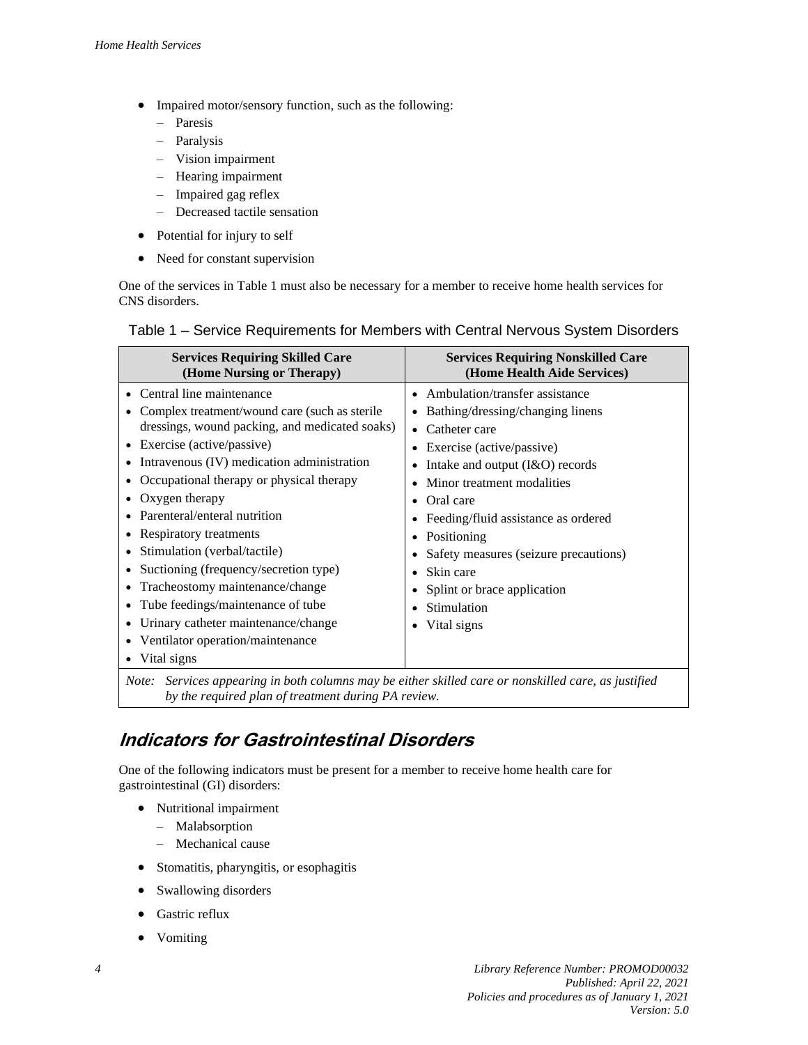- Impaired motor/sensory function, such as the following:
  - Paresis
  - Paralysis
  - Vision impairment
  - Hearing impairment
  - Impaired gag reflex
  - Decreased tactile sensation
- Potential for injury to self
- Need for constant supervision

One of the services in Table 1 must also be necessary for a member to receive home health services for CNS disorders.

Table 1 – Service Requirements for Members with Central Nervous System Disorders

| Services Requiring Skilled Care (Home Nursing or Therapy) | Services Requiring Nonskilled Care (Home Health Aide Services) |
|---|---|
| • Central line maintenance<br>• Complex treatment/wound care (such as sterile dressings, wound packing, and medicated soaks)<br>• Exercise (active/passive)<br>• Intravenous (IV) medication administration<br>• Occupational therapy or physical therapy<br>• Oxygen therapy<br>• Parenteral/enteral nutrition<br>• Respiratory treatments<br>• Stimulation (verbal/tactile)<br>• Suctioning (frequency/secretion type)<br>• Tracheostomy maintenance/change<br>• Tube feedings/maintenance of tube<br>• Urinary catheter maintenance/change<br>• Ventilator operation/maintenance<br>• Vital signs | • Ambulation/transfer assistance<br>• Bathing/dressing/changing linens<br>• Catheter care<br>• Exercise (active/passive)<br>• Intake and output (I&O) records<br>• Minor treatment modalities<br>• Oral care<br>• Feeding/fluid assistance as ordered<br>• Positioning<br>• Safety measures (seizure precautions)<br>• Skin care<br>• Splint or brace application<br>• Stimulation<br>• Vital signs |
| *Note: Services appearing in both columns may be either skilled care or nonskilled care, as justified by the required plan of treatment during PA review.* | |

## *Indicators for Gastrointestinal Disorders*

One of the following indicators must be present for a member to receive home health care for gastrointestinal (GI) disorders:

- Nutritional impairment
  - Malabsorption
  - Mechanical cause
- Stomatitis, pharyngitis, or esophagitis
- Swallowing disorders
- Gastric reflux
- Vomiting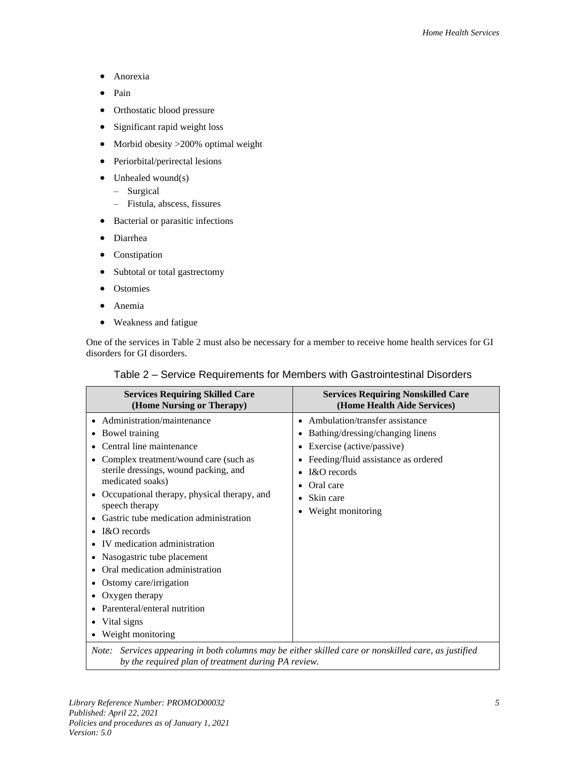- Anorexia
- Pain
- Orthostatic blood pressure
- Significant rapid weight loss
- Morbid obesity >200% optimal weight
- Periorbital/perirectal lesions
- Unhealed wound(s)
  - Surgical
  - Fistula, abscess, fissures
- Bacterial or parasitic infections
- Diarrhea
- Constipation
- Subtotal or total gastrectomy
- Ostomies
- Anemia
- Weakness and fatigue

One of the services in Table 2 must also be necessary for a member to receive home health services for GI disorders for GI disorders.

Table 2 – Service Requirements for Members with Gastrointestinal Disorders

| Services Requiring Skilled Care (Home Nursing or Therapy) | Services Requiring Nonskilled Care (Home Health Aide Services) |
|---|---|
| • Administration/maintenance<br>• Bowel training<br>• Central line maintenance<br>• Complex treatment/wound care (such as sterile dressings, wound packing, and medicated soaks)<br>• Occupational therapy, physical therapy, and speech therapy<br>• Gastric tube medication administration<br>• I&O records<br>• IV medication administration<br>• Nasogastric tube placement<br>• Oral medication administration<br>• Ostomy care/irrigation<br>• Oxygen therapy<br>• Parenteral/enteral nutrition<br>• Vital signs<br>• Weight monitoring | • Ambulation/transfer assistance<br>• Bathing/dressing/changing linens<br>• Exercise (active/passive)<br>• Feeding/fluid assistance as ordered<br>• I&O records<br>• Oral care<br>• Skin care<br>• Weight monitoring |
| *Note: Services appearing in both columns may be either skilled care or nonskilled care, as justified by the required plan of treatment during PA review.* | |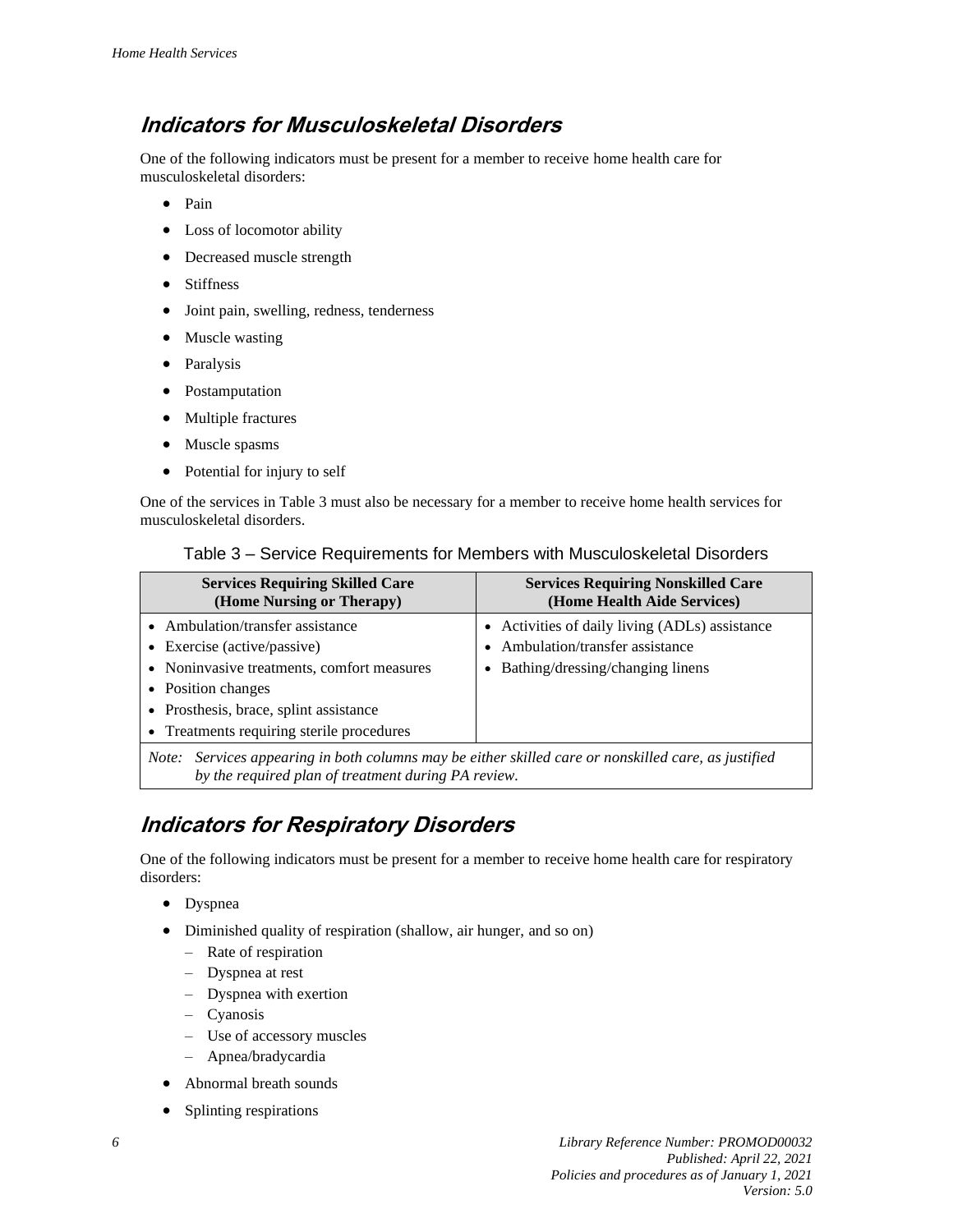## Indicators for Musculoskeletal Disorders

One of the following indicators must be present for a member to receive home health care for musculoskeletal disorders:

- Pain
- Loss of locomotor ability
- Decreased muscle strength
- Stiffness
- Joint pain, swelling, redness, tenderness
- Muscle wasting
- Paralysis
- Postamputation
- Multiple fractures
- Muscle spasms
- Potential for injury to self

One of the services in Table 3 must also be necessary for a member to receive home health services for musculoskeletal disorders.

Table 3 – Service Requirements for Members with Musculoskeletal Disorders

| Services Requiring Skilled Care (Home Nursing or Therapy) | Services Requiring Nonskilled Care (Home Health Aide Services) |
|---|---|
| • Ambulation/transfer assistance<br>• Exercise (active/passive)<br>• Noninvasive treatments, comfort measures<br>• Position changes<br>• Prosthesis, brace, splint assistance<br>• Treatments requiring sterile procedures | • Activities of daily living (ADLs) assistance<br>• Ambulation/transfer assistance<br>• Bathing/dressing/changing linens |

*Note: Services appearing in both columns may be either skilled care or nonskilled care, as justified by the required plan of treatment during PA review.*

## Indicators for Respiratory Disorders

One of the following indicators must be present for a member to receive home health care for respiratory disorders:

- Dyspnea
- Diminished quality of respiration (shallow, air hunger, and so on)
  - Rate of respiration
  - Dyspnea at rest
  - Dyspnea with exertion
  - Cyanosis
  - Use of accessory muscles
  - Apnea/bradycardia
- Abnormal breath sounds
- Splinting respirations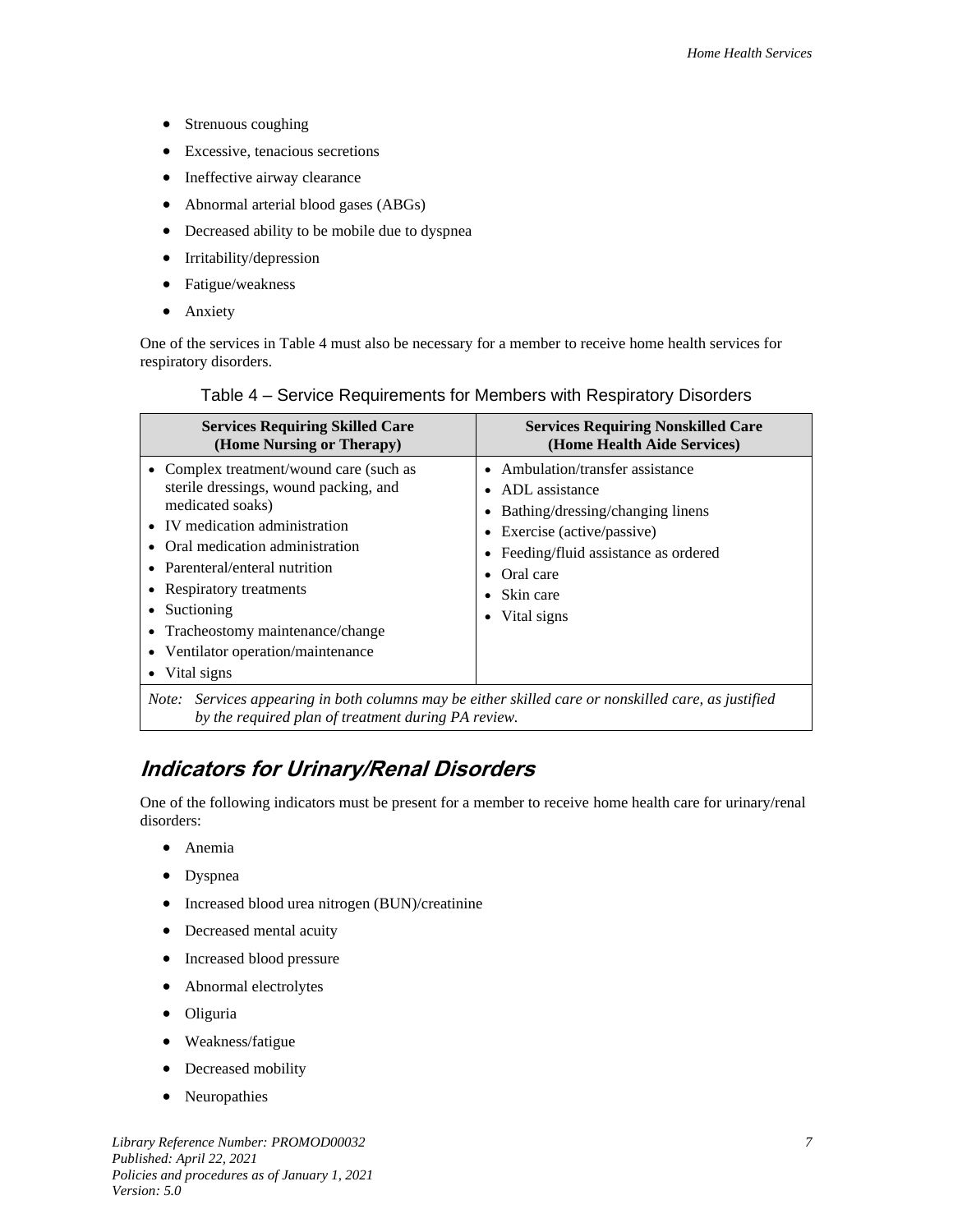- Strenuous coughing
- Excessive, tenacious secretions
- Ineffective airway clearance
- Abnormal arterial blood gases (ABGs)
- Decreased ability to be mobile due to dyspnea
- Irritability/depression
- Fatigue/weakness
- Anxiety

One of the services in Table 4 must also be necessary for a member to receive home health services for respiratory disorders.

Table 4 – Service Requirements for Members with Respiratory Disorders

| Services Requiring Skilled Care (Home Nursing or Therapy) | Services Requiring Nonskilled Care (Home Health Aide Services) |
|---|---|
| • Complex treatment/wound care (such as sterile dressings, wound packing, and medicated soaks)<br>• IV medication administration<br>• Oral medication administration<br>• Parenteral/enteral nutrition<br>• Respiratory treatments<br>• Suctioning<br>• Tracheostomy maintenance/change<br>• Ventilator operation/maintenance<br>• Vital signs | • Ambulation/transfer assistance<br>• ADL assistance<br>• Bathing/dressing/changing linens<br>• Exercise (active/passive)<br>• Feeding/fluid assistance as ordered<br>• Oral care<br>• Skin care<br>• Vital signs |
| *Note: Services appearing in both columns may be either skilled care or nonskilled care, as justified by the required plan of treatment during PA review.* | |

## Indicators for Urinary/Renal Disorders

One of the following indicators must be present for a member to receive home health care for urinary/renal disorders:

- Anemia
- Dyspnea
- Increased blood urea nitrogen (BUN)/creatinine
- Decreased mental acuity
- Increased blood pressure
- Abnormal electrolytes
- Oliguria
- Weakness/fatigue
- Decreased mobility
- Neuropathies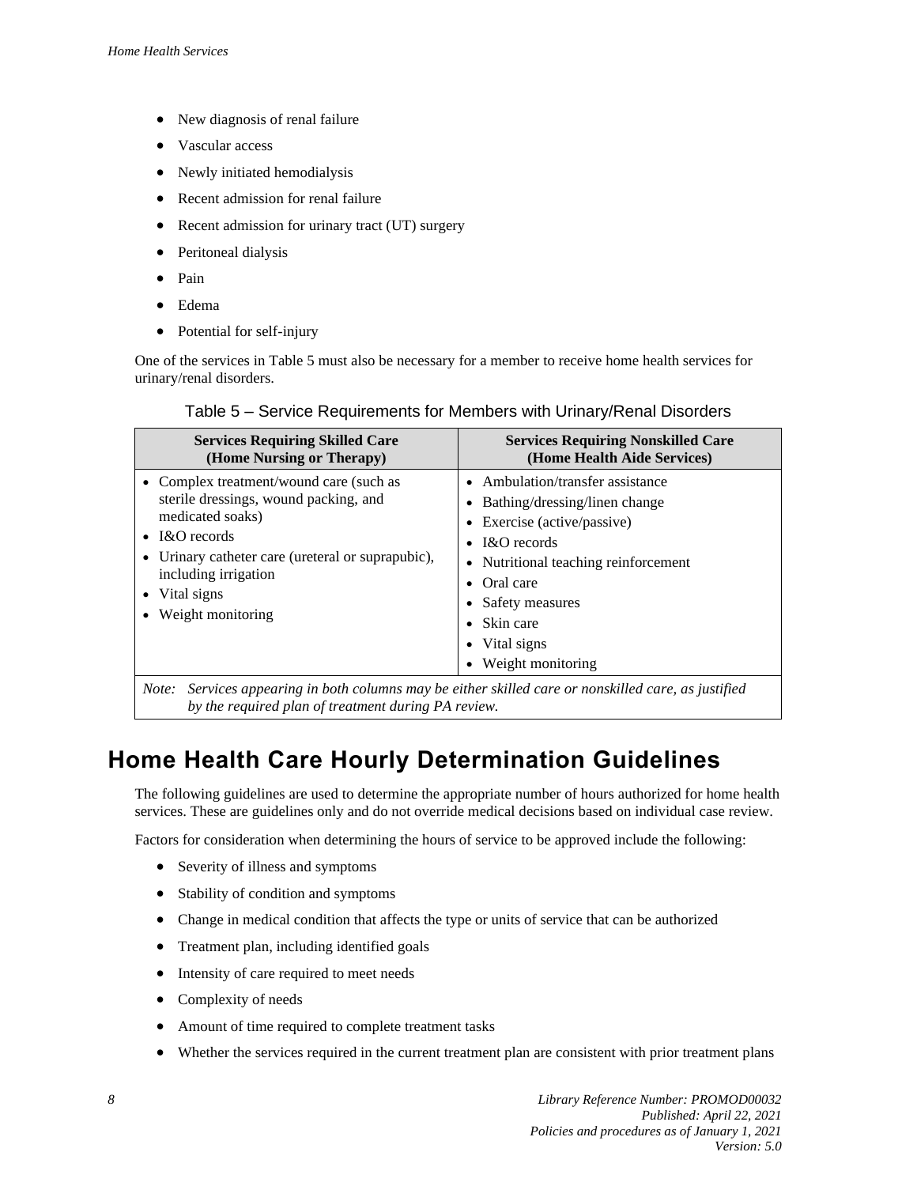- New diagnosis of renal failure
- Vascular access
- Newly initiated hemodialysis
- Recent admission for renal failure
- Recent admission for urinary tract (UT) surgery
- Peritoneal dialysis
- Pain
- Edema
- Potential for self-injury

One of the services in Table 5 must also be necessary for a member to receive home health services for urinary/renal disorders.

Table 5 – Service Requirements for Members with Urinary/Renal Disorders

| Services Requiring Skilled Care (Home Nursing or Therapy) | Services Requiring Nonskilled Care (Home Health Aide Services) |
|---|---|
| • Complex treatment/wound care (such as sterile dressings, wound packing, and medicated soaks)<br>• I&O records<br>• Urinary catheter care (ureteral or suprapubic), including irrigation<br>• Vital signs<br>• Weight monitoring | • Ambulation/transfer assistance<br>• Bathing/dressing/linen change<br>• Exercise (active/passive)<br>• I&O records<br>• Nutritional teaching reinforcement<br>• Oral care<br>• Safety measures<br>• Skin care<br>• Vital signs<br>• Weight monitoring |
| *Note: Services appearing in both columns may be either skilled care or nonskilled care, as justified by the required plan of treatment during PA review.* | |

## Home Health Care Hourly Determination Guidelines

The following guidelines are used to determine the appropriate number of hours authorized for home health services. These are guidelines only and do not override medical decisions based on individual case review.

Factors for consideration when determining the hours of service to be approved include the following:

- Severity of illness and symptoms
- Stability of condition and symptoms
- Change in medical condition that affects the type or units of service that can be authorized
- Treatment plan, including identified goals
- Intensity of care required to meet needs
- Complexity of needs
- Amount of time required to complete treatment tasks
- Whether the services required in the current treatment plan are consistent with prior treatment plans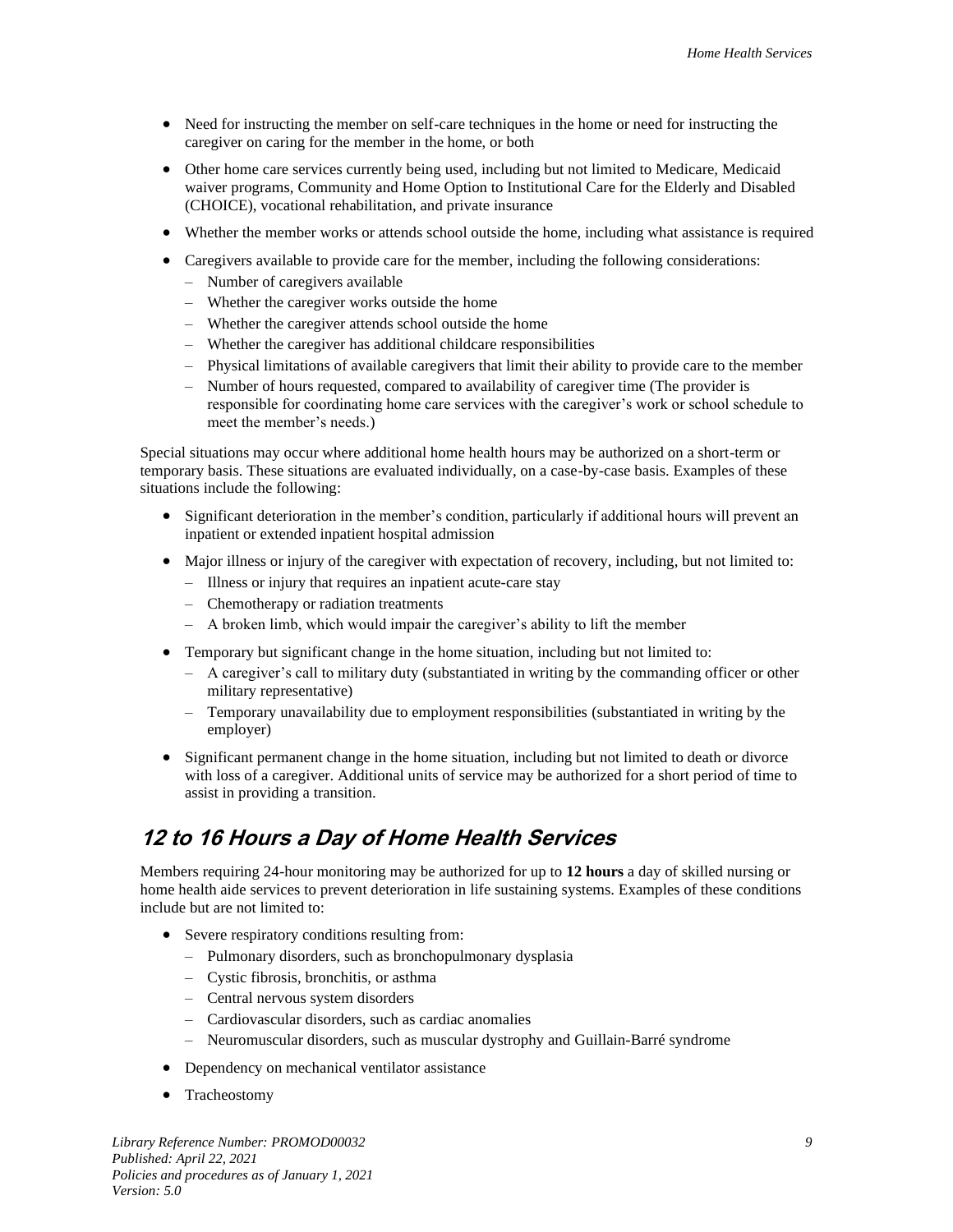- Need for instructing the member on self-care techniques in the home or need for instructing the caregiver on caring for the member in the home, or both
- Other home care services currently being used, including but not limited to Medicare, Medicaid waiver programs, Community and Home Option to Institutional Care for the Elderly and Disabled (CHOICE), vocational rehabilitation, and private insurance
- Whether the member works or attends school outside the home, including what assistance is required
- Caregivers available to provide care for the member, including the following considerations:
  - Number of caregivers available
  - Whether the caregiver works outside the home
  - Whether the caregiver attends school outside the home
  - Whether the caregiver has additional childcare responsibilities
  - Physical limitations of available caregivers that limit their ability to provide care to the member
  - Number of hours requested, compared to availability of caregiver time (The provider is responsible for coordinating home care services with the caregiver's work or school schedule to meet the member's needs.)

Special situations may occur where additional home health hours may be authorized on a short-term or temporary basis. These situations are evaluated individually, on a case-by-case basis. Examples of these situations include the following:

- Significant deterioration in the member's condition, particularly if additional hours will prevent an inpatient or extended inpatient hospital admission
- Major illness or injury of the caregiver with expectation of recovery, including, but not limited to:
  - Illness or injury that requires an inpatient acute-care stay
  - Chemotherapy or radiation treatments
  - A broken limb, which would impair the caregiver's ability to lift the member
- Temporary but significant change in the home situation, including but not limited to:
  - A caregiver's call to military duty (substantiated in writing by the commanding officer or other military representative)
  - Temporary unavailability due to employment responsibilities (substantiated in writing by the employer)
- Significant permanent change in the home situation, including but not limited to death or divorce with loss of a caregiver. Additional units of service may be authorized for a short period of time to assist in providing a transition.

## 12 to 16 Hours a Day of Home Health Services

Members requiring 24-hour monitoring may be authorized for up to **12 hours** a day of skilled nursing or home health aide services to prevent deterioration in life sustaining systems. Examples of these conditions include but are not limited to:

- Severe respiratory conditions resulting from:
  - Pulmonary disorders, such as bronchopulmonary dysplasia
  - Cystic fibrosis, bronchitis, or asthma
  - Central nervous system disorders
  - Cardiovascular disorders, such as cardiac anomalies
  - Neuromuscular disorders, such as muscular dystrophy and Guillain-Barré syndrome
- Dependency on mechanical ventilator assistance
- Tracheostomy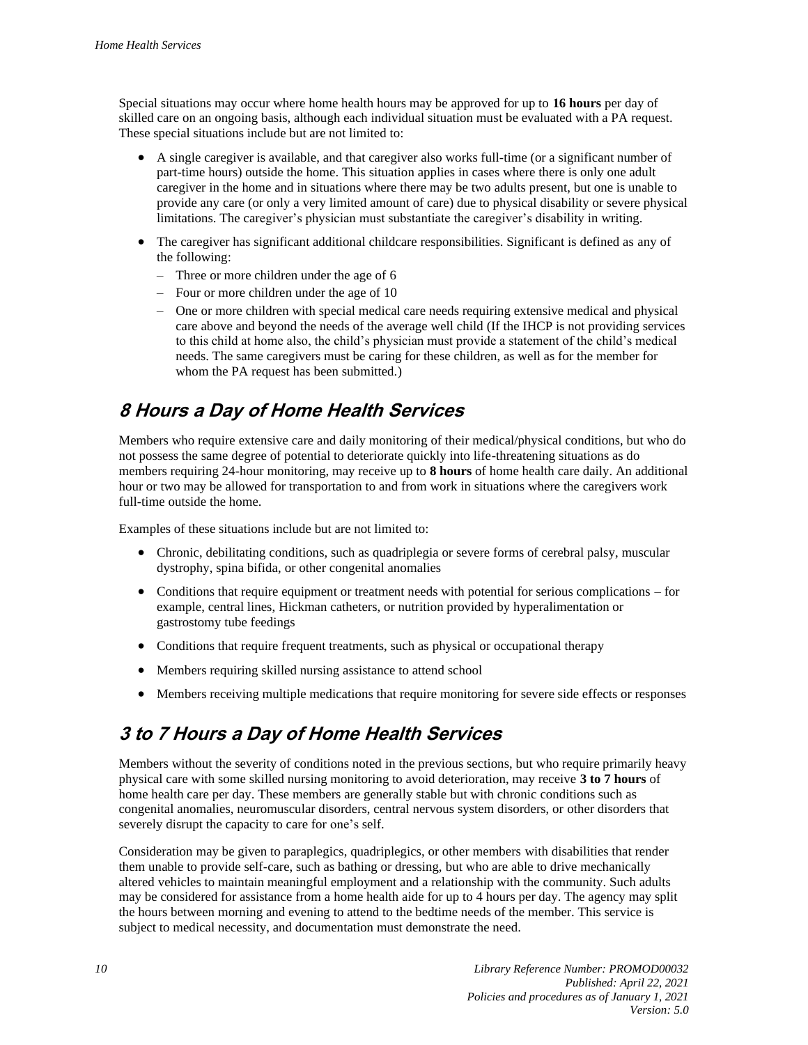Special situations may occur where home health hours may be approved for up to **16 hours** per day of skilled care on an ongoing basis, although each individual situation must be evaluated with a PA request. These special situations include but are not limited to:

- A single caregiver is available, and that caregiver also works full-time (or a significant number of part-time hours) outside the home. This situation applies in cases where there is only one adult caregiver in the home and in situations where there may be two adults present, but one is unable to provide any care (or only a very limited amount of care) due to physical disability or severe physical limitations. The caregiver's physician must substantiate the caregiver's disability in writing.
- The caregiver has significant additional childcare responsibilities. Significant is defined as any of the following:
  - Three or more children under the age of 6
  - Four or more children under the age of 10
  - One or more children with special medical care needs requiring extensive medical and physical care above and beyond the needs of the average well child (If the IHCP is not providing services to this child at home also, the child's physician must provide a statement of the child's medical needs. The same caregivers must be caring for these children, as well as for the member for whom the PA request has been submitted.)

## 8 Hours a Day of Home Health Services

Members who require extensive care and daily monitoring of their medical/physical conditions, but who do not possess the same degree of potential to deteriorate quickly into life-threatening situations as do members requiring 24-hour monitoring, may receive up to **8 hours** of home health care daily. An additional hour or two may be allowed for transportation to and from work in situations where the caregivers work full-time outside the home.

Examples of these situations include but are not limited to:

- Chronic, debilitating conditions, such as quadriplegia or severe forms of cerebral palsy, muscular dystrophy, spina bifida, or other congenital anomalies
- Conditions that require equipment or treatment needs with potential for serious complications – for example, central lines, Hickman catheters, or nutrition provided by hyperalimentation or gastrostomy tube feedings
- Conditions that require frequent treatments, such as physical or occupational therapy
- Members requiring skilled nursing assistance to attend school
- Members receiving multiple medications that require monitoring for severe side effects or responses

## 3 to 7 Hours a Day of Home Health Services

Members without the severity of conditions noted in the previous sections, but who require primarily heavy physical care with some skilled nursing monitoring to avoid deterioration, may receive **3 to 7 hours** of home health care per day. These members are generally stable but with chronic conditions such as congenital anomalies, neuromuscular disorders, central nervous system disorders, or other disorders that severely disrupt the capacity to care for one's self.

Consideration may be given to paraplegics, quadriplegics, or other members with disabilities that render them unable to provide self-care, such as bathing or dressing, but who are able to drive mechanically altered vehicles to maintain meaningful employment and a relationship with the community. Such adults may be considered for assistance from a home health aide for up to 4 hours per day. The agency may split the hours between morning and evening to attend to the bedtime needs of the member. This service is subject to medical necessity, and documentation must demonstrate the need.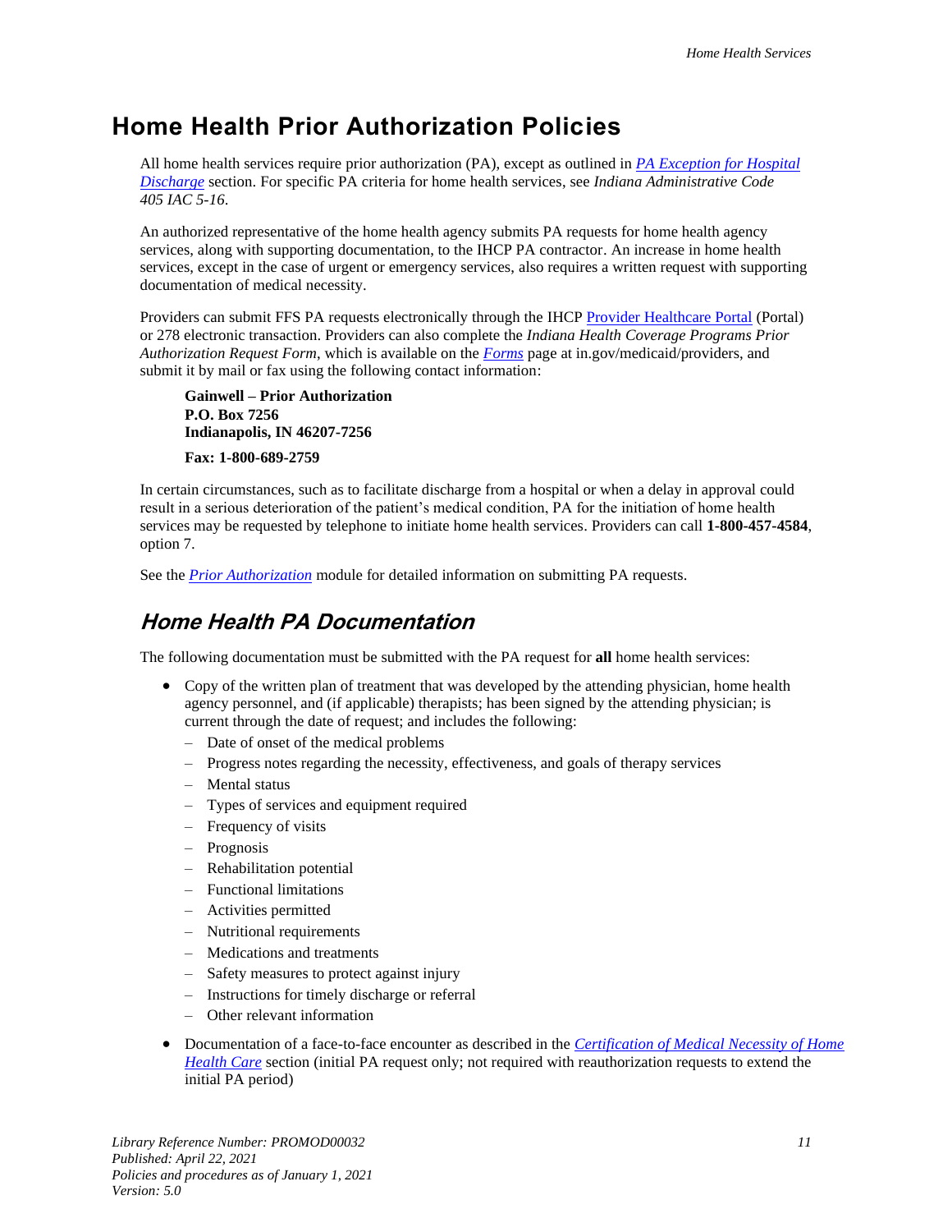# Home Health Prior Authorization Policies

All home health services require prior authorization (PA), except as outlined in [PA Exception for Hospital Discharge](#) section. For specific PA criteria for home health services, see *Indiana Administrative Code 405 IAC 5-16*.

An authorized representative of the home health agency submits PA requests for home health agency services, along with supporting documentation, to the IHCP PA contractor. An increase in home health services, except in the case of urgent or emergency services, also requires a written request with supporting documentation of medical necessity.

Providers can submit FFS PA requests electronically through the IHCP [Provider Healthcare Portal](#) (Portal) or 278 electronic transaction. Providers can also complete the *Indiana Health Coverage Programs Prior Authorization Request Form*, which is available on the [*Forms*](#) page at in.gov/medicaid/providers, and submit it by mail or fax using the following contact information:

**Gainwell – Prior Authorization**
**P.O. Box 7256**
**Indianapolis, IN 46207-7256**

**Fax: 1-800-689-2759**

In certain circumstances, such as to facilitate discharge from a hospital or when a delay in approval could result in a serious deterioration of the patient's medical condition, PA for the initiation of home health services may be requested by telephone to initiate home health services. Providers can call **1-800-457-4584**, option 7.

See the [*Prior Authorization*](#) module for detailed information on submitting PA requests.

## Home Health PA Documentation

The following documentation must be submitted with the PA request for **all** home health services:

- Copy of the written plan of treatment that was developed by the attending physician, home health agency personnel, and (if applicable) therapists; has been signed by the attending physician; is current through the date of request; and includes the following:
  - Date of onset of the medical problems
  - Progress notes regarding the necessity, effectiveness, and goals of therapy services
  - Mental status
  - Types of services and equipment required
  - Frequency of visits
  - Prognosis
  - Rehabilitation potential
  - Functional limitations
  - Activities permitted
  - Nutritional requirements
  - Medications and treatments
  - Safety measures to protect against injury
  - Instructions for timely discharge or referral
  - Other relevant information
- Documentation of a face-to-face encounter as described in the [*Certification of Medical Necessity of Home Health Care*](#) section (initial PA request only; not required with reauthorization requests to extend the initial PA period)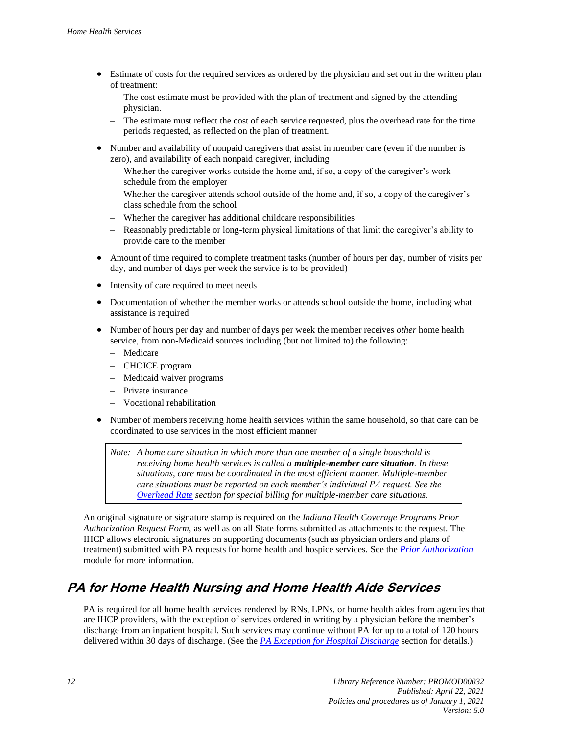- Estimate of costs for the required services as ordered by the physician and set out in the written plan of treatment:
  - The cost estimate must be provided with the plan of treatment and signed by the attending physician.
  - The estimate must reflect the cost of each service requested, plus the overhead rate for the time periods requested, as reflected on the plan of treatment.
- Number and availability of nonpaid caregivers that assist in member care (even if the number is zero), and availability of each nonpaid caregiver, including
  - Whether the caregiver works outside the home and, if so, a copy of the caregiver's work schedule from the employer
  - Whether the caregiver attends school outside of the home and, if so, a copy of the caregiver's class schedule from the school
  - Whether the caregiver has additional childcare responsibilities
  - Reasonably predictable or long-term physical limitations of that limit the caregiver's ability to provide care to the member
- Amount of time required to complete treatment tasks (number of hours per day, number of visits per day, and number of days per week the service is to be provided)
- Intensity of care required to meet needs
- Documentation of whether the member works or attends school outside the home, including what assistance is required
- Number of hours per day and number of days per week the member receives *other* home health service, from non-Medicaid sources including (but not limited to) the following:
  - Medicare
  - CHOICE program
  - Medicaid waiver programs
  - Private insurance
  - Vocational rehabilitation
- Number of members receiving home health services within the same household, so that care can be coordinated to use services in the most efficient manner

> *Note: A home care situation in which more than one member of a single household is receiving home health services is called a* ***multiple-member care situation****. In these situations, care must be coordinated in the most efficient manner. Multiple-member care situations must be reported on each member's individual PA request. See the* [*Overhead Rate*] *section for special billing for multiple-member care situations.*

An original signature or signature stamp is required on the *Indiana Health Coverage Programs Prior Authorization Request Form,* as well as on all State forms submitted as attachments to the request. The IHCP allows electronic signatures on supporting documents (such as physician orders and plans of treatment) submitted with PA requests for home health and hospice services. See the *Prior Authorization* module for more information.

## PA for Home Health Nursing and Home Health Aide Services

PA is required for all home health services rendered by RNs, LPNs, or home health aides from agencies that are IHCP providers, with the exception of services ordered in writing by a physician before the member's discharge from an inpatient hospital. Such services may continue without PA for up to a total of 120 hours delivered within 30 days of discharge. (See the *PA Exception for Hospital Discharge* section for details.)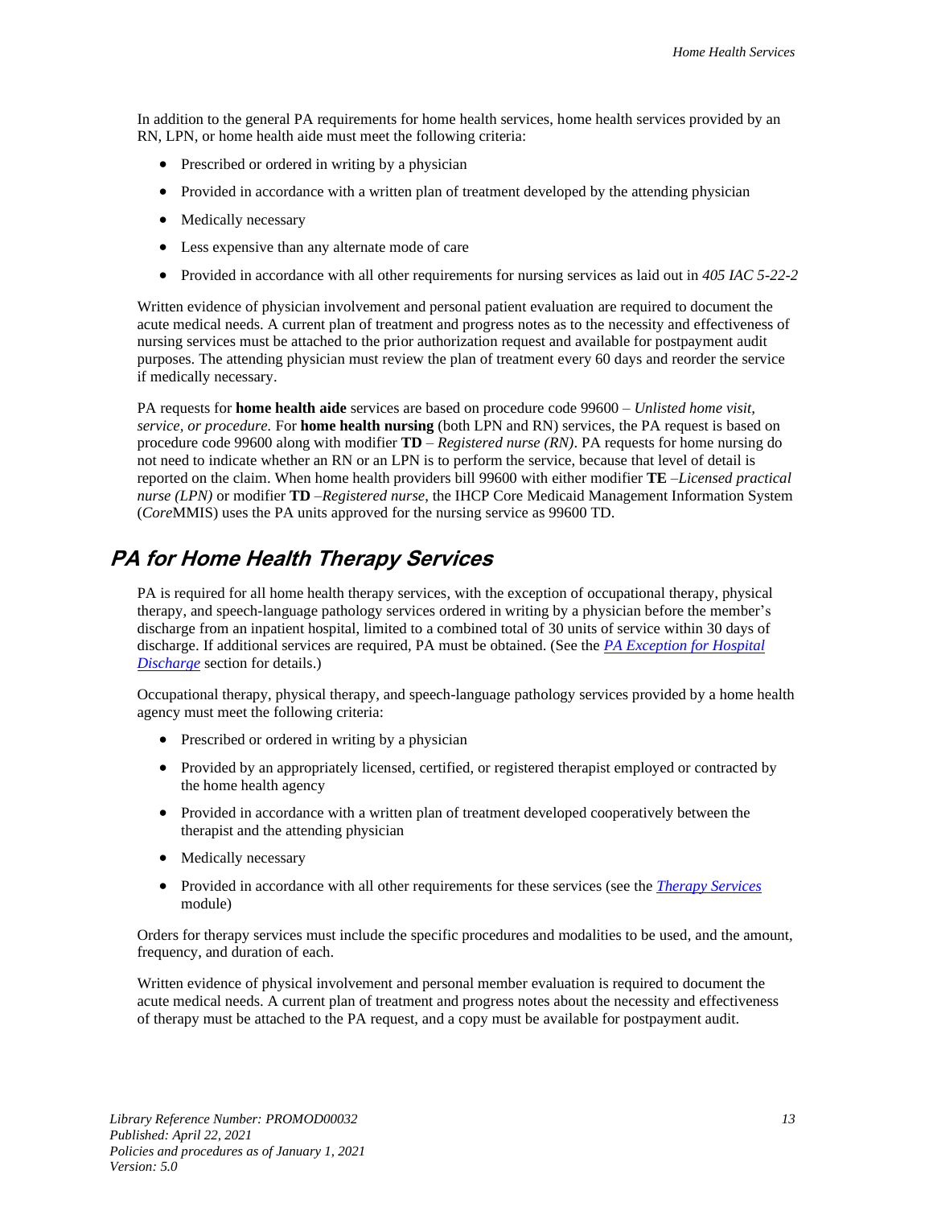In addition to the general PA requirements for home health services, home health services provided by an RN, LPN, or home health aide must meet the following criteria:

- Prescribed or ordered in writing by a physician
- Provided in accordance with a written plan of treatment developed by the attending physician
- Medically necessary
- Less expensive than any alternate mode of care
- Provided in accordance with all other requirements for nursing services as laid out in *405 IAC 5-22-2*

Written evidence of physician involvement and personal patient evaluation are required to document the acute medical needs. A current plan of treatment and progress notes as to the necessity and effectiveness of nursing services must be attached to the prior authorization request and available for postpayment audit purposes. The attending physician must review the plan of treatment every 60 days and reorder the service if medically necessary.

PA requests for **home health aide** services are based on procedure code 99600 – *Unlisted home visit, service, or procedure.* For **home health nursing** (both LPN and RN) services, the PA request is based on procedure code 99600 along with modifier **TD** – *Registered nurse (RN)*. PA requests for home nursing do not need to indicate whether an RN or an LPN is to perform the service, because that level of detail is reported on the claim. When home health providers bill 99600 with either modifier **TE** –*Licensed practical nurse (LPN)* or modifier **TD** –*Registered nurse*, the IHCP Core Medicaid Management Information System (*Core*MMIS) uses the PA units approved for the nursing service as 99600 TD.

## PA for Home Health Therapy Services

PA is required for all home health therapy services, with the exception of occupational therapy, physical therapy, and speech-language pathology services ordered in writing by a physician before the member's discharge from an inpatient hospital, limited to a combined total of 30 units of service within 30 days of discharge. If additional services are required, PA must be obtained. (See the *PA Exception for Hospital Discharge* section for details.)

Occupational therapy, physical therapy, and speech-language pathology services provided by a home health agency must meet the following criteria:

- Prescribed or ordered in writing by a physician
- Provided by an appropriately licensed, certified, or registered therapist employed or contracted by the home health agency
- Provided in accordance with a written plan of treatment developed cooperatively between the therapist and the attending physician
- Medically necessary
- Provided in accordance with all other requirements for these services (see the *Therapy Services* module)

Orders for therapy services must include the specific procedures and modalities to be used, and the amount, frequency, and duration of each.

Written evidence of physical involvement and personal member evaluation is required to document the acute medical needs. A current plan of treatment and progress notes about the necessity and effectiveness of therapy must be attached to the PA request, and a copy must be available for postpayment audit.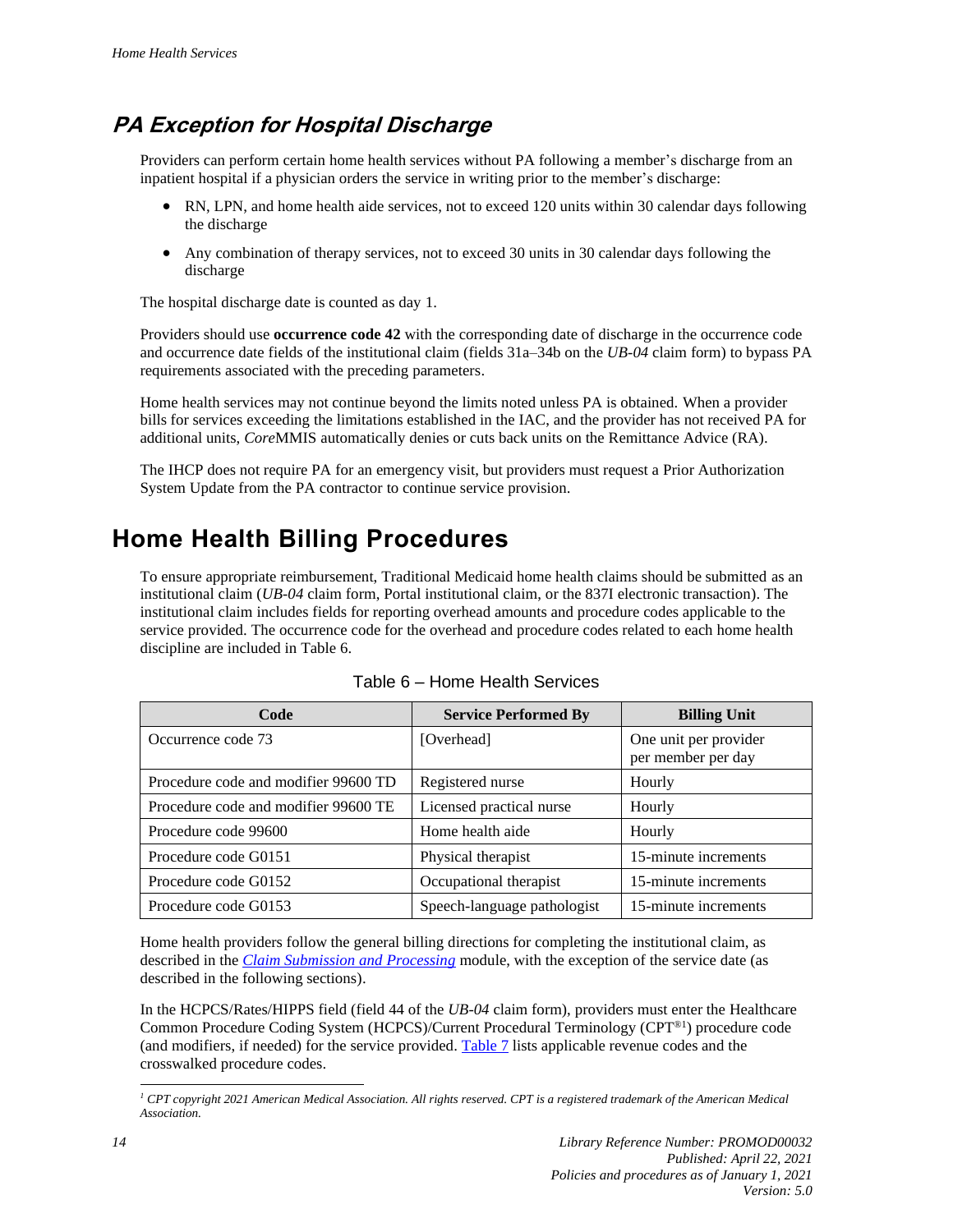## *PA Exception for Hospital Discharge*

Providers can perform certain home health services without PA following a member's discharge from an inpatient hospital if a physician orders the service in writing prior to the member's discharge:

- RN, LPN, and home health aide services, not to exceed 120 units within 30 calendar days following the discharge
- Any combination of therapy services, not to exceed 30 units in 30 calendar days following the discharge

The hospital discharge date is counted as day 1.

Providers should use **occurrence code 42** with the corresponding date of discharge in the occurrence code and occurrence date fields of the institutional claim (fields 31a–34b on the *UB-04* claim form) to bypass PA requirements associated with the preceding parameters.

Home health services may not continue beyond the limits noted unless PA is obtained. When a provider bills for services exceeding the limitations established in the IAC, and the provider has not received PA for additional units, *Core*MMIS automatically denies or cuts back units on the Remittance Advice (RA).

The IHCP does not require PA for an emergency visit, but providers must request a Prior Authorization System Update from the PA contractor to continue service provision.

# Home Health Billing Procedures

To ensure appropriate reimbursement, Traditional Medicaid home health claims should be submitted as an institutional claim (*UB-04* claim form, Portal institutional claim, or the 837I electronic transaction). The institutional claim includes fields for reporting overhead amounts and procedure codes applicable to the service provided. The occurrence code for the overhead and procedure codes related to each home health discipline are included in Table 6.

Table 6 – Home Health Services

| Code | Service Performed By | Billing Unit |
|---|---|---|
| Occurrence code 73 | [Overhead] | One unit per provider per member per day |
| Procedure code and modifier 99600 TD | Registered nurse | Hourly |
| Procedure code and modifier 99600 TE | Licensed practical nurse | Hourly |
| Procedure code 99600 | Home health aide | Hourly |
| Procedure code G0151 | Physical therapist | 15-minute increments |
| Procedure code G0152 | Occupational therapist | 15-minute increments |
| Procedure code G0153 | Speech-language pathologist | 15-minute increments |

Home health providers follow the general billing directions for completing the institutional claim, as described in the *Claim Submission and Processing* module, with the exception of the service date (as described in the following sections).

In the HCPCS/Rates/HIPPS field (field 44 of the *UB-04* claim form), providers must enter the Healthcare Common Procedure Coding System (HCPCS)/Current Procedural Terminology (CPT®[1]) procedure code (and modifiers, if needed) for the service provided. Table 7 lists applicable revenue codes and the crosswalked procedure codes.

[1] *CPT copyright 2021 American Medical Association. All rights reserved. CPT is a registered trademark of the American Medical Association.*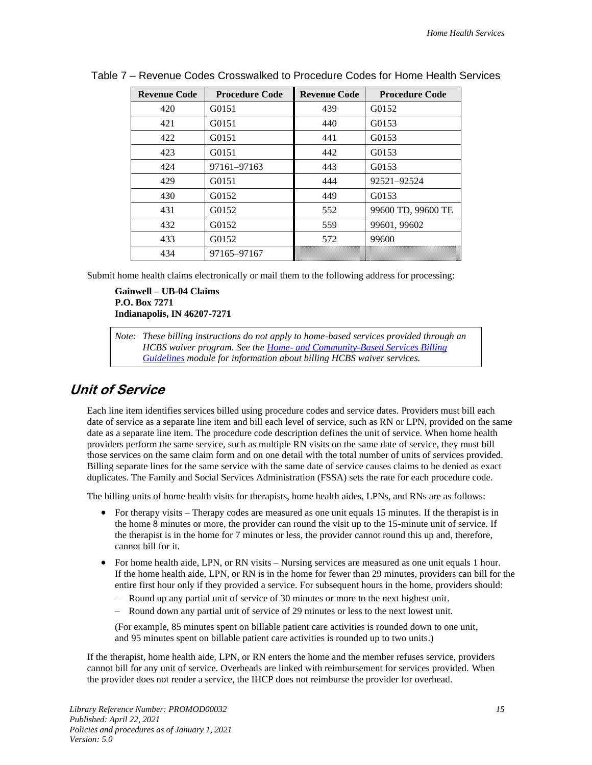Table 7 – Revenue Codes Crosswalked to Procedure Codes for Home Health Services

| Revenue Code | Procedure Code | Revenue Code | Procedure Code |
|---|---|---|---|
| 420 | G0151 | 439 | G0152 |
| 421 | G0151 | 440 | G0153 |
| 422 | G0151 | 441 | G0153 |
| 423 | G0151 | 442 | G0153 |
| 424 | 97161–97163 | 443 | G0153 |
| 429 | G0151 | 444 | 92521–92524 |
| 430 | G0152 | 449 | G0153 |
| 431 | G0152 | 552 | 99600 TD, 99600 TE |
| 432 | G0152 | 559 | 99601, 99602 |
| 433 | G0152 | 572 | 99600 |
| 434 | 97165–97167 | | |

Submit home health claims electronically or mail them to the following address for processing:

**Gainwell – UB-04 Claims**
**P.O. Box 7271**
**Indianapolis, IN 46207-7271**

> *Note: These billing instructions do not apply to home-based services provided through an HCBS waiver program. See the Home- and Community-Based Services Billing Guidelines module for information about billing HCBS waiver services.*

## Unit of Service

Each line item identifies services billed using procedure codes and service dates. Providers must bill each date of service as a separate line item and bill each level of service, such as RN or LPN, provided on the same date as a separate line item. The procedure code description defines the unit of service. When home health providers perform the same service, such as multiple RN visits on the same date of service, they must bill those services on the same claim form and on one detail with the total number of units of services provided. Billing separate lines for the same service with the same date of service causes claims to be denied as exact duplicates. The Family and Social Services Administration (FSSA) sets the rate for each procedure code.

The billing units of home health visits for therapists, home health aides, LPNs, and RNs are as follows:

- For therapy visits – Therapy codes are measured as one unit equals 15 minutes. If the therapist is in the home 8 minutes or more, the provider can round the visit up to the 15-minute unit of service. If the therapist is in the home for 7 minutes or less, the provider cannot round this up and, therefore, cannot bill for it.
- For home health aide, LPN, or RN visits – Nursing services are measured as one unit equals 1 hour. If the home health aide, LPN, or RN is in the home for fewer than 29 minutes, providers can bill for the entire first hour only if they provided a service. For subsequent hours in the home, providers should:
  - Round up any partial unit of service of 30 minutes or more to the next highest unit.
  - Round down any partial unit of service of 29 minutes or less to the next lowest unit.

  (For example, 85 minutes spent on billable patient care activities is rounded down to one unit, and 95 minutes spent on billable patient care activities is rounded up to two units.)

If the therapist, home health aide, LPN, or RN enters the home and the member refuses service, providers cannot bill for any unit of service. Overheads are linked with reimbursement for services provided. When the provider does not render a service, the IHCP does not reimburse the provider for overhead.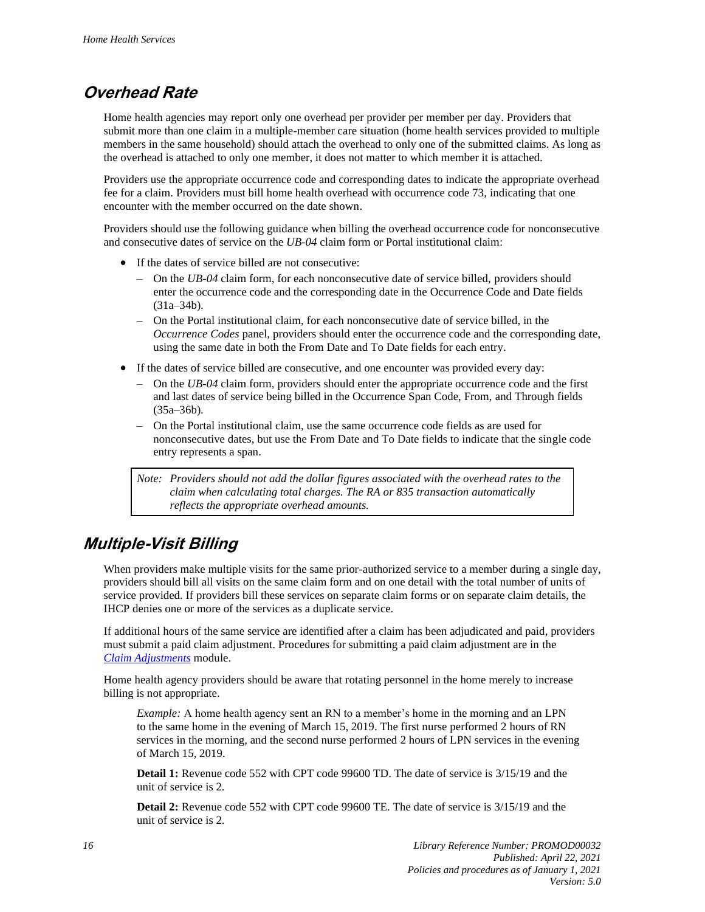## Overhead Rate

Home health agencies may report only one overhead per provider per member per day. Providers that submit more than one claim in a multiple-member care situation (home health services provided to multiple members in the same household) should attach the overhead to only one of the submitted claims. As long as the overhead is attached to only one member, it does not matter to which member it is attached.

Providers use the appropriate occurrence code and corresponding dates to indicate the appropriate overhead fee for a claim. Providers must bill home health overhead with occurrence code 73, indicating that one encounter with the member occurred on the date shown.

Providers should use the following guidance when billing the overhead occurrence code for nonconsecutive and consecutive dates of service on the *UB-04* claim form or Portal institutional claim:

- If the dates of service billed are not consecutive:
  - On the *UB-04* claim form, for each nonconsecutive date of service billed, providers should enter the occurrence code and the corresponding date in the Occurrence Code and Date fields (31a–34b).
  - On the Portal institutional claim, for each nonconsecutive date of service billed, in the *Occurrence Codes* panel, providers should enter the occurrence code and the corresponding date, using the same date in both the From Date and To Date fields for each entry.
- If the dates of service billed are consecutive, and one encounter was provided every day:
  - On the *UB-04* claim form, providers should enter the appropriate occurrence code and the first and last dates of service being billed in the Occurrence Span Code, From, and Through fields (35a–36b).
  - On the Portal institutional claim, use the same occurrence code fields as are used for nonconsecutive dates, but use the From Date and To Date fields to indicate that the single code entry represents a span.

> *Note: Providers should not add the dollar figures associated with the overhead rates to the claim when calculating total charges. The RA or 835 transaction automatically reflects the appropriate overhead amounts.*

## Multiple-Visit Billing

When providers make multiple visits for the same prior-authorized service to a member during a single day, providers should bill all visits on the same claim form and on one detail with the total number of units of service provided. If providers bill these services on separate claim forms or on separate claim details, the IHCP denies one or more of the services as a duplicate service.

If additional hours of the same service are identified after a claim has been adjudicated and paid, providers must submit a paid claim adjustment. Procedures for submitting a paid claim adjustment are in the [Claim Adjustments](Claim Adjustments) module.

Home health agency providers should be aware that rotating personnel in the home merely to increase billing is not appropriate.

*Example:* A home health agency sent an RN to a member's home in the morning and an LPN to the same home in the evening of March 15, 2019. The first nurse performed 2 hours of RN services in the morning, and the second nurse performed 2 hours of LPN services in the evening of March 15, 2019.

**Detail 1:** Revenue code 552 with CPT code 99600 TD. The date of service is 3/15/19 and the unit of service is 2.

**Detail 2:** Revenue code 552 with CPT code 99600 TE. The date of service is 3/15/19 and the unit of service is 2.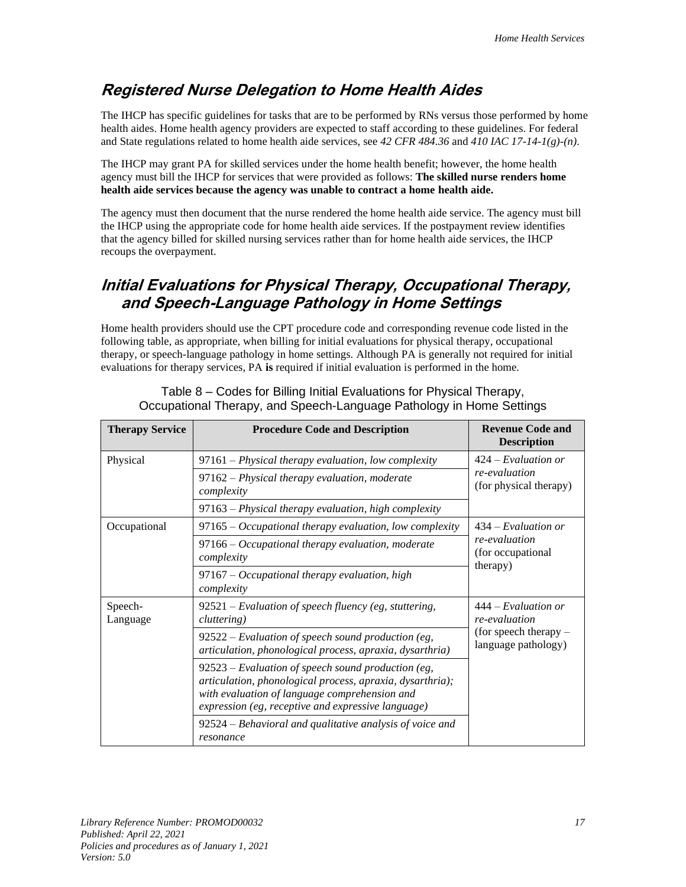## *Registered Nurse Delegation to Home Health Aides*

The IHCP has specific guidelines for tasks that are to be performed by RNs versus those performed by home health aides. Home health agency providers are expected to staff according to these guidelines. For federal and State regulations related to home health aide services, see *42 CFR 484.36* and *410 IAC 17-14-1(g)-(n)*.

The IHCP may grant PA for skilled services under the home health benefit; however, the home health agency must bill the IHCP for services that were provided as follows: **The skilled nurse renders home health aide services because the agency was unable to contract a home health aide.**

The agency must then document that the nurse rendered the home health aide service. The agency must bill the IHCP using the appropriate code for home health aide services. If the postpayment review identifies that the agency billed for skilled nursing services rather than for home health aide services, the IHCP recoups the overpayment.

## *Initial Evaluations for Physical Therapy, Occupational Therapy, and Speech-Language Pathology in Home Settings*

Home health providers should use the CPT procedure code and corresponding revenue code listed in the following table, as appropriate, when billing for initial evaluations for physical therapy, occupational therapy, or speech-language pathology in home settings. Although PA is generally not required for initial evaluations for therapy services, PA **is** required if initial evaluation is performed in the home.

Table 8 – Codes for Billing Initial Evaluations for Physical Therapy, Occupational Therapy, and Speech-Language Pathology in Home Settings

| Therapy Service | Procedure Code and Description | Revenue Code and Description |
|---|---|---|
| Physical | 97161 – *Physical therapy evaluation, low complexity* | 424 – *Evaluation or re-evaluation* (for physical therapy) |
| | 97162 – *Physical therapy evaluation, moderate complexity* | |
| | 97163 – *Physical therapy evaluation, high complexity* | |
| Occupational | 97165 – *Occupational therapy evaluation, low complexity* | 434 – *Evaluation or re-evaluation* (for occupational therapy) |
| | 97166 – *Occupational therapy evaluation, moderate complexity* | |
| | 97167 – *Occupational therapy evaluation, high complexity* | |
| Speech-Language | 92521 – *Evaluation of speech fluency (eg, stuttering, cluttering)* | 444 – *Evaluation or re-evaluation* (for speech therapy – language pathology) |
| | 92522 – *Evaluation of speech sound production (eg, articulation, phonological process, apraxia, dysarthria)* | |
| | 92523 – *Evaluation of speech sound production (eg, articulation, phonological process, apraxia, dysarthria); with evaluation of language comprehension and expression (eg, receptive and expressive language)* | |
| | 92524 – *Behavioral and qualitative analysis of voice and resonance* | |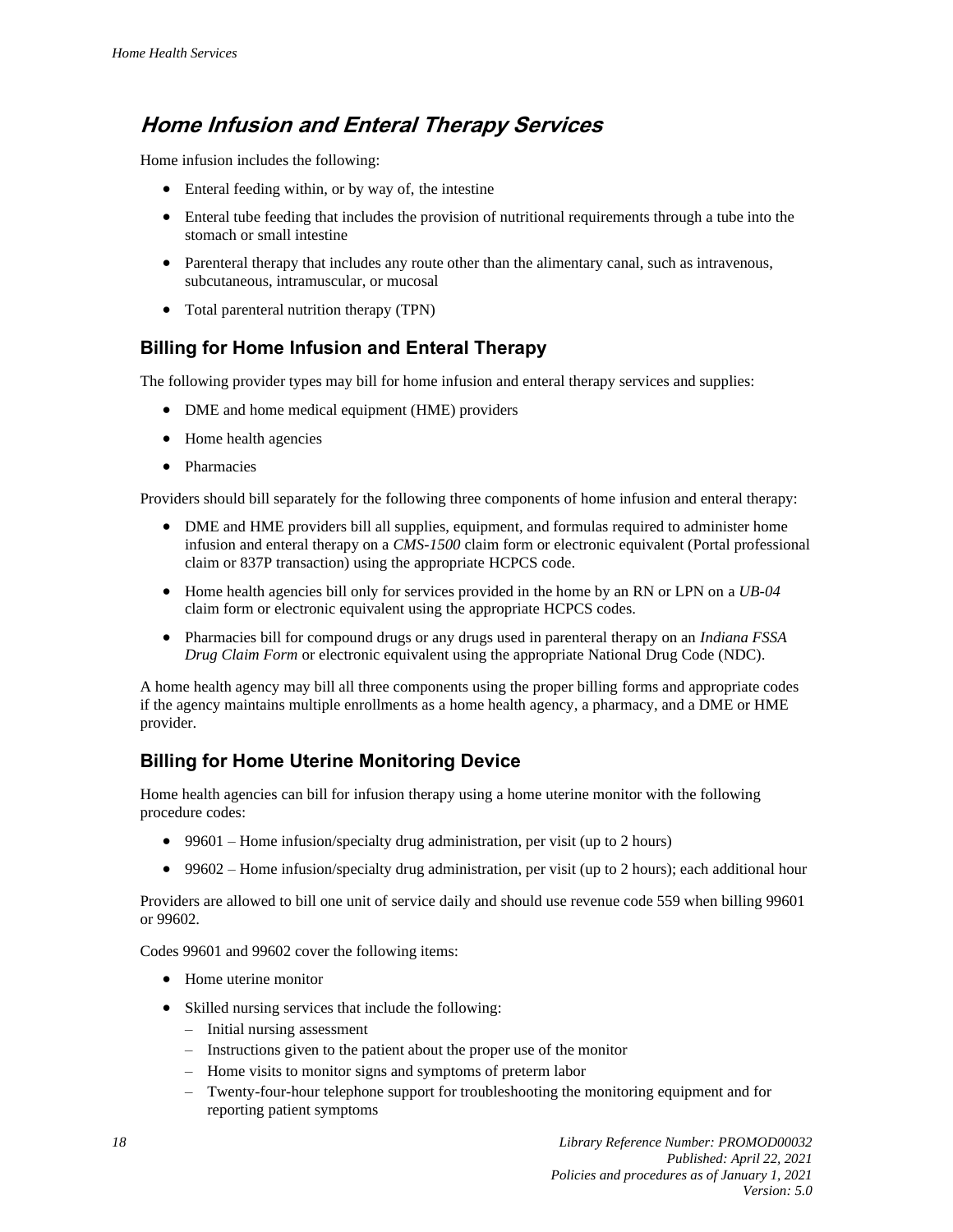## Home Infusion and Enteral Therapy Services

Home infusion includes the following:

- Enteral feeding within, or by way of, the intestine
- Enteral tube feeding that includes the provision of nutritional requirements through a tube into the stomach or small intestine
- Parenteral therapy that includes any route other than the alimentary canal, such as intravenous, subcutaneous, intramuscular, or mucosal
- Total parenteral nutrition therapy (TPN)

### Billing for Home Infusion and Enteral Therapy

The following provider types may bill for home infusion and enteral therapy services and supplies:

- DME and home medical equipment (HME) providers
- Home health agencies
- Pharmacies

Providers should bill separately for the following three components of home infusion and enteral therapy:

- DME and HME providers bill all supplies, equipment, and formulas required to administer home infusion and enteral therapy on a *CMS-1500* claim form or electronic equivalent (Portal professional claim or 837P transaction) using the appropriate HCPCS code.
- Home health agencies bill only for services provided in the home by an RN or LPN on a *UB-04* claim form or electronic equivalent using the appropriate HCPCS codes.
- Pharmacies bill for compound drugs or any drugs used in parenteral therapy on an *Indiana FSSA Drug Claim Form* or electronic equivalent using the appropriate National Drug Code (NDC).

A home health agency may bill all three components using the proper billing forms and appropriate codes if the agency maintains multiple enrollments as a home health agency, a pharmacy, and a DME or HME provider.

### Billing for Home Uterine Monitoring Device

Home health agencies can bill for infusion therapy using a home uterine monitor with the following procedure codes:

- 99601 – Home infusion/specialty drug administration, per visit (up to 2 hours)
- 99602 – Home infusion/specialty drug administration, per visit (up to 2 hours); each additional hour

Providers are allowed to bill one unit of service daily and should use revenue code 559 when billing 99601 or 99602.

Codes 99601 and 99602 cover the following items:

- Home uterine monitor
- Skilled nursing services that include the following:
  - Initial nursing assessment
  - Instructions given to the patient about the proper use of the monitor
  - Home visits to monitor signs and symptoms of preterm labor
  - Twenty-four-hour telephone support for troubleshooting the monitoring equipment and for reporting patient symptoms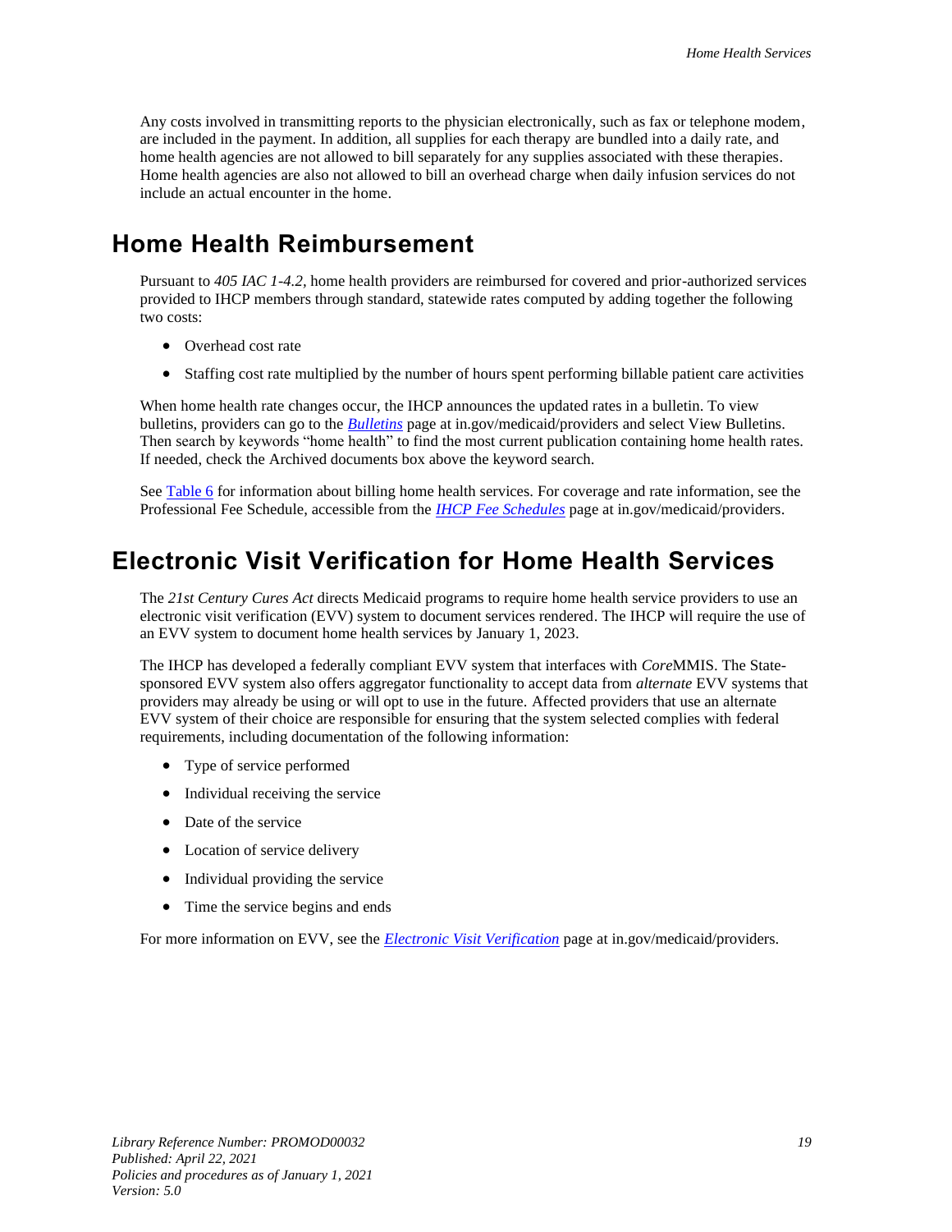Any costs involved in transmitting reports to the physician electronically, such as fax or telephone modem, are included in the payment. In addition, all supplies for each therapy are bundled into a daily rate, and home health agencies are not allowed to bill separately for any supplies associated with these therapies. Home health agencies are also not allowed to bill an overhead charge when daily infusion services do not include an actual encounter in the home.

## Home Health Reimbursement

Pursuant to *405 IAC 1-4.2*, home health providers are reimbursed for covered and prior-authorized services provided to IHCP members through standard, statewide rates computed by adding together the following two costs:

- Overhead cost rate
- Staffing cost rate multiplied by the number of hours spent performing billable patient care activities

When home health rate changes occur, the IHCP announces the updated rates in a bulletin. To view bulletins, providers can go to the *Bulletins* page at in.gov/medicaid/providers and select View Bulletins. Then search by keywords "home health" to find the most current publication containing home health rates. If needed, check the Archived documents box above the keyword search.

See Table 6 for information about billing home health services. For coverage and rate information, see the Professional Fee Schedule, accessible from the *IHCP Fee Schedules* page at in.gov/medicaid/providers.

## Electronic Visit Verification for Home Health Services

The *21st Century Cures Act* directs Medicaid programs to require home health service providers to use an electronic visit verification (EVV) system to document services rendered. The IHCP will require the use of an EVV system to document home health services by January 1, 2023.

The IHCP has developed a federally compliant EVV system that interfaces with *Core*MMIS. The State-sponsored EVV system also offers aggregator functionality to accept data from *alternate* EVV systems that providers may already be using or will opt to use in the future. Affected providers that use an alternate EVV system of their choice are responsible for ensuring that the system selected complies with federal requirements, including documentation of the following information:

- Type of service performed
- Individual receiving the service
- Date of the service
- Location of service delivery
- Individual providing the service
- Time the service begins and ends

For more information on EVV, see the *Electronic Visit Verification* page at in.gov/medicaid/providers.